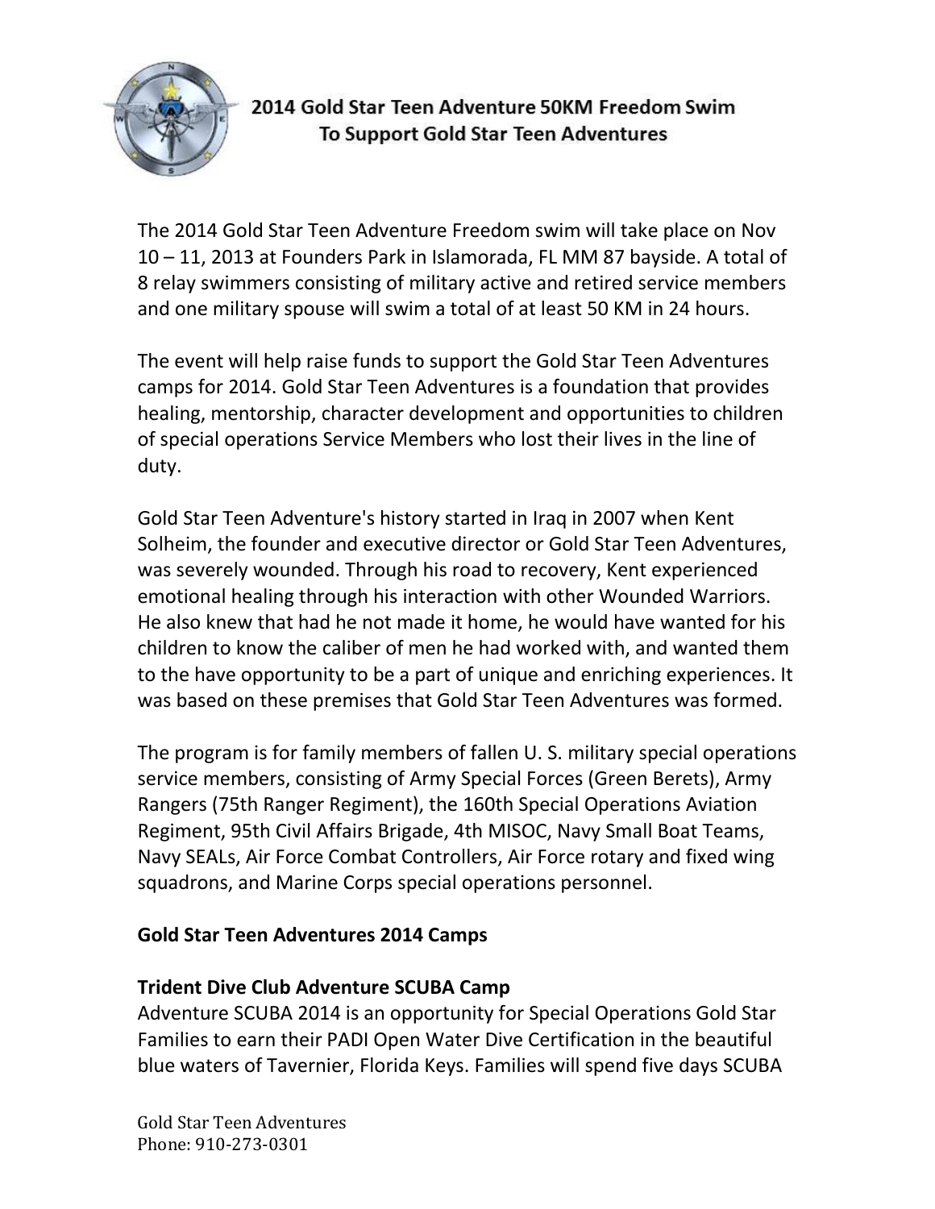# 2014 Gold Star Teen Adventure 50KM Freedom Swim To Support Gold Star Teen Adventures

The 2014 Gold Star Teen Adventure Freedom swim will take place on Nov 10 – 11, 2013 at Founders Park in Islamorada, FL MM 87 bayside. A total of 8 relay swimmers consisting of military active and retired service members and one military spouse will swim a total of at least 50 KM in 24 hours.

The event will help raise funds to support the Gold Star Teen Adventures camps for 2014. Gold Star Teen Adventures is a foundation that provides healing, mentorship, character development and opportunities to children of special operations Service Members who lost their lives in the line of duty.

Gold Star Teen Adventure's history started in Iraq in 2007 when Kent Solheim, the founder and executive director or Gold Star Teen Adventures, was severely wounded. Through his road to recovery, Kent experienced emotional healing through his interaction with other Wounded Warriors. He also knew that had he not made it home, he would have wanted for his children to know the caliber of men he had worked with, and wanted them to the have opportunity to be a part of unique and enriching experiences. It was based on these premises that Gold Star Teen Adventures was formed.

The program is for family members of fallen U. S. military special operations service members, consisting of Army Special Forces (Green Berets), Army Rangers (75th Ranger Regiment), the 160th Special Operations Aviation Regiment, 95th Civil Affairs Brigade, 4th MISOC, Navy Small Boat Teams, Navy SEALs, Air Force Combat Controllers, Air Force rotary and fixed wing squadrons, and Marine Corps special operations personnel.

**Gold Star Teen Adventures 2014 Camps**

**Trident Dive Club Adventure SCUBA Camp**

Adventure SCUBA 2014 is an opportunity for Special Operations Gold Star Families to earn their PADI Open Water Dive Certification in the beautiful blue waters of Tavernier, Florida Keys. Families will spend five days SCUBA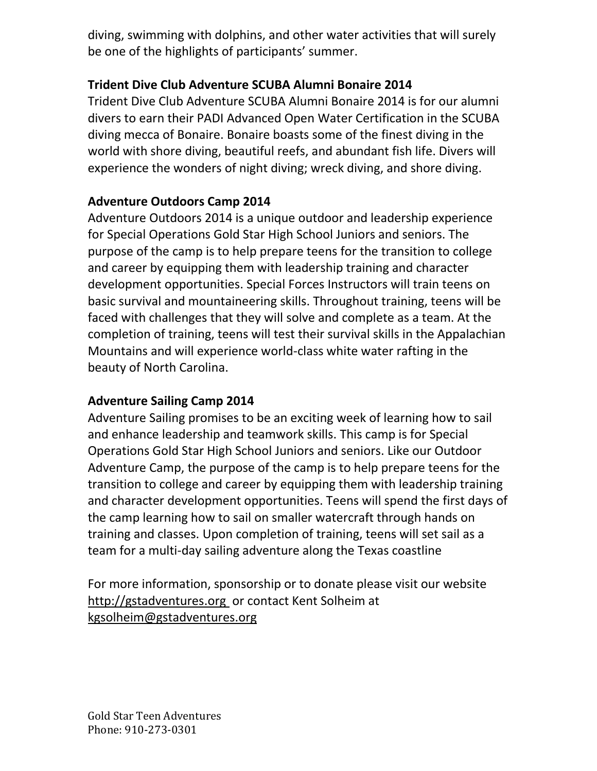diving, swimming with dolphins, and other water activities that will surely be one of the highlights of participants' summer.

**Trident Dive Club Adventure SCUBA Alumni Bonaire 2014**

Trident Dive Club Adventure SCUBA Alumni Bonaire 2014 is for our alumni divers to earn their PADI Advanced Open Water Certification in the SCUBA diving mecca of Bonaire. Bonaire boasts some of the finest diving in the world with shore diving, beautiful reefs, and abundant fish life. Divers will experience the wonders of night diving; wreck diving, and shore diving.

**Adventure Outdoors Camp 2014**

Adventure Outdoors 2014 is a unique outdoor and leadership experience for Special Operations Gold Star High School Juniors and seniors. The purpose of the camp is to help prepare teens for the transition to college and career by equipping them with leadership training and character development opportunities. Special Forces Instructors will train teens on basic survival and mountaineering skills. Throughout training, teens will be faced with challenges that they will solve and complete as a team. At the completion of training, teens will test their survival skills in the Appalachian Mountains and will experience world-class white water rafting in the beauty of North Carolina.

**Adventure Sailing Camp 2014**

Adventure Sailing promises to be an exciting week of learning how to sail and enhance leadership and teamwork skills. This camp is for Special Operations Gold Star High School Juniors and seniors. Like our Outdoor Adventure Camp, the purpose of the camp is to help prepare teens for the transition to college and career by equipping them with leadership training and character development opportunities. Teens will spend the first days of the camp learning how to sail on smaller watercraft through hands on training and classes. Upon completion of training, teens will set sail as a team for a multi-day sailing adventure along the Texas coastline

For more information, sponsorship or to donate please visit our website http://gstadventures.org or contact Kent Solheim at kgsolheim@gstadventures.org

Gold Star Teen Adventures
Phone: 910-273-0301